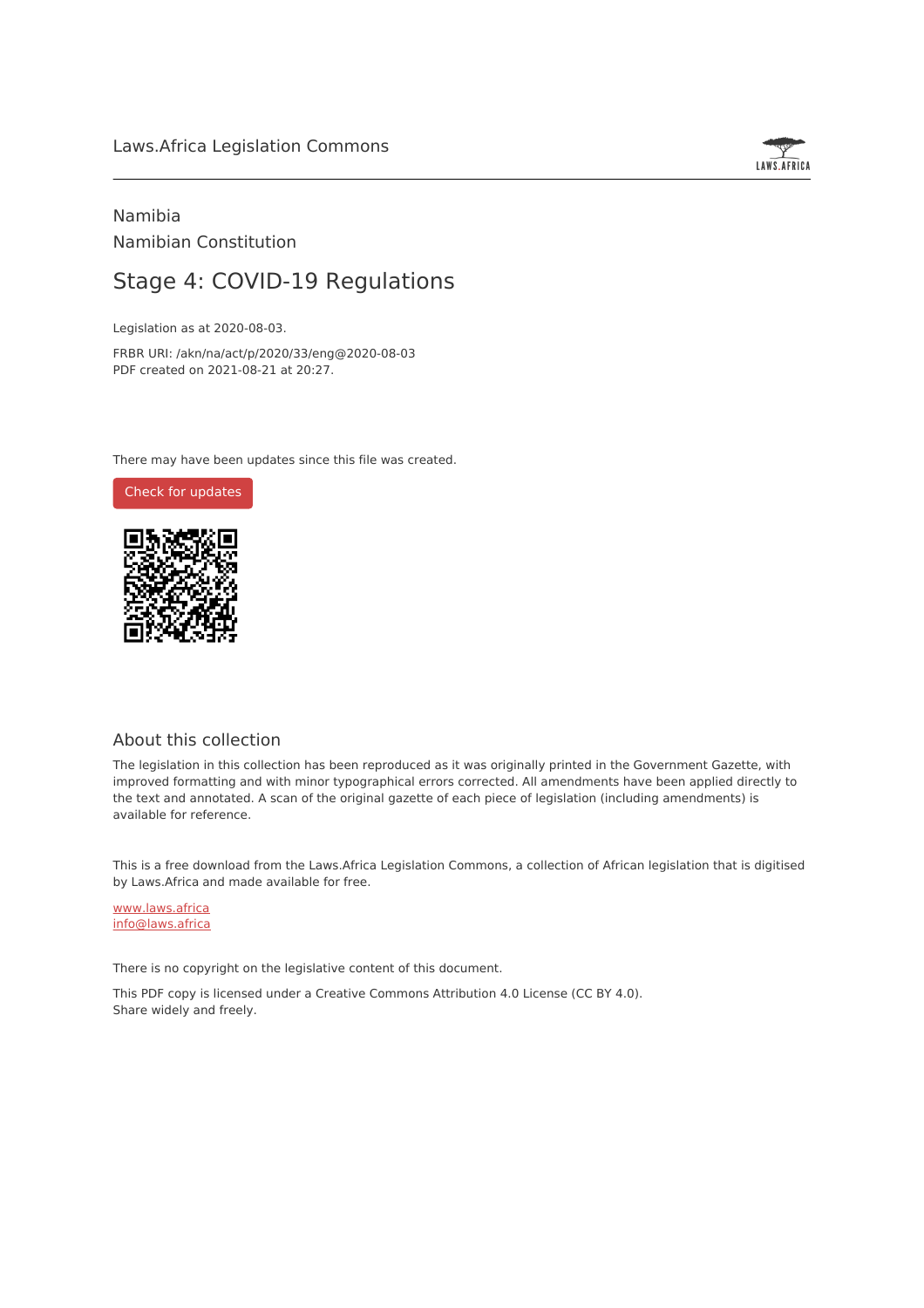Laws.Africa Legislation Commons

Namibia

Namibian Constitution

# Stage 4: COVID-19 Regulations

Legislation as at 2020-08-03.

FRBR URI: /akn/na/act/p/2020/33/eng@2020-08-03

PDF created on 2021-08-21 at 20:27.

There may have been updates since this file was created.

Check for updates

## About this collection

The legislation in this collection has been reproduced as it was originally printed in the Government Gazette, with improved formatting and with minor typographical errors corrected. All amendments have been applied directly to the text and annotated. A scan of the original gazette of each piece of legislation (including amendments) is available for reference.

This is a free download from the Laws.Africa Legislation Commons, a collection of African legislation that is digitised by Laws.Africa and made available for free.

www.laws.africa

info@laws.africa

There is no copyright on the legislative content of this document.

This PDF copy is licensed under a Creative Commons Attribution 4.0 License (CC BY 4.0). Share widely and freely.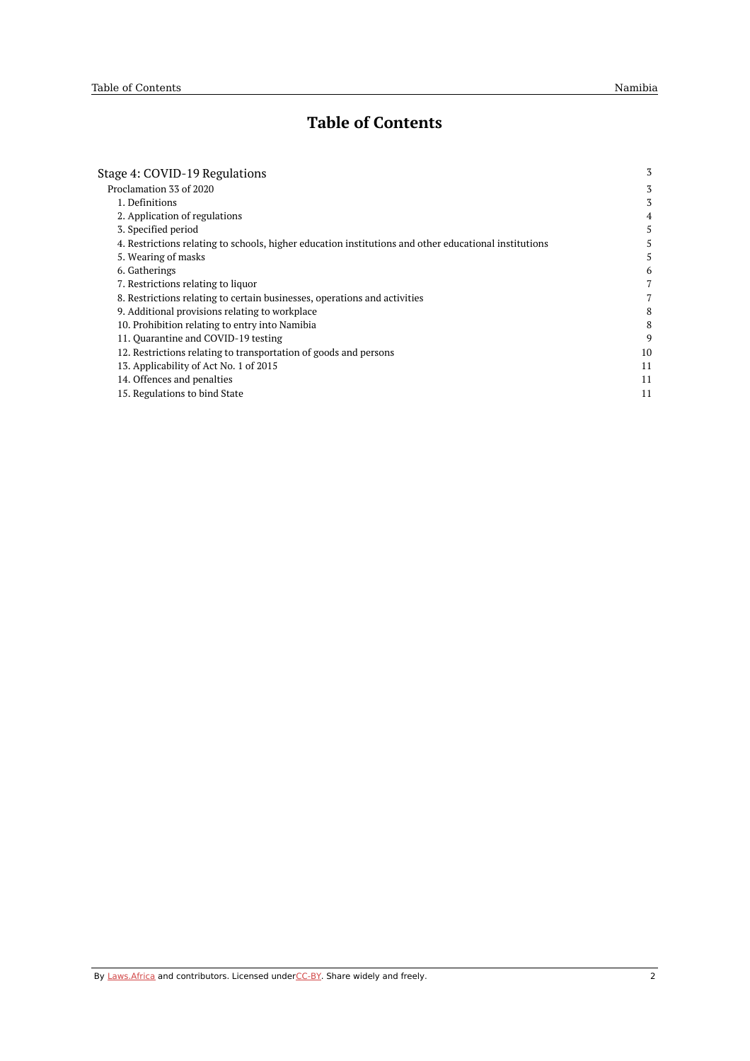# Table of Contents

| | |
|---|---|
| Stage 4: COVID-19 Regulations | 3 |
| Proclamation 33 of 2020 | 3 |
| 1. Definitions | 3 |
| 2. Application of regulations | 4 |
| 3. Specified period | 5 |
| 4. Restrictions relating to schools, higher education institutions and other educational institutions | 5 |
| 5. Wearing of masks | 5 |
| 6. Gatherings | 6 |
| 7. Restrictions relating to liquor | 7 |
| 8. Restrictions relating to certain businesses, operations and activities | 7 |
| 9. Additional provisions relating to workplace | 8 |
| 10. Prohibition relating to entry into Namibia | 8 |
| 11. Quarantine and COVID-19 testing | 9 |
| 12. Restrictions relating to transportation of goods and persons | 10 |
| 13. Applicability of Act No. 1 of 2015 | 11 |
| 14. Offences and penalties | 11 |
| 15. Regulations to bind State | 11 |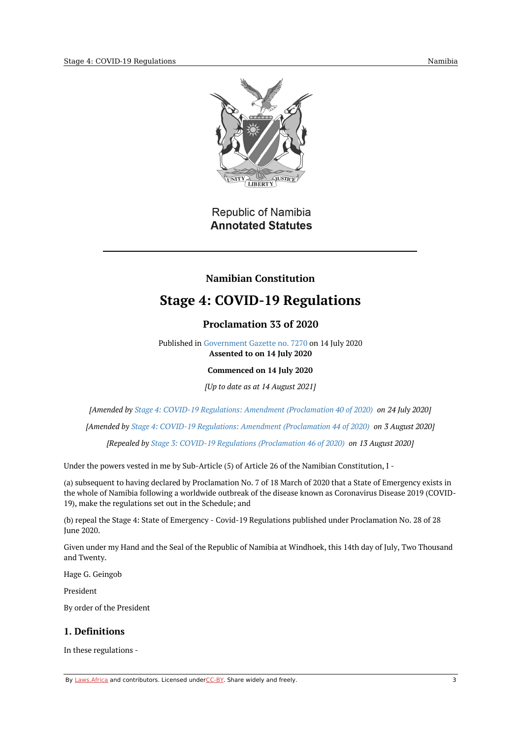Republic of Namibia
**Annotated Statutes**

---

**Namibian Constitution**

# Stage 4: COVID-19 Regulations

## Proclamation 33 of 2020

Published in Government Gazette no. 7270 on 14 July 2020
**Assented to on 14 July 2020**

**Commenced on 14 July 2020**

*[Up to date as at 14 August 2021]*

*[Amended by Stage 4: COVID-19 Regulations: Amendment (Proclamation 40 of 2020) on 24 July 2020]*

*[Amended by Stage 4: COVID-19 Regulations: Amendment (Proclamation 44 of 2020) on 3 August 2020]*

*[Repealed by Stage 3: COVID-19 Regulations (Proclamation 46 of 2020) on 13 August 2020]*

Under the powers vested in me by Sub-Article (5) of Article 26 of the Namibian Constitution, I -

(a) subsequent to having declared by Proclamation No. 7 of 18 March of 2020 that a State of Emergency exists in the whole of Namibia following a worldwide outbreak of the disease known as Coronavirus Disease 2019 (COVID-19), make the regulations set out in the Schedule; and

(b) repeal the Stage 4: State of Emergency - Covid-19 Regulations published under Proclamation No. 28 of 28 June 2020.

Given under my Hand and the Seal of the Republic of Namibia at Windhoek, this 14th day of July, Two Thousand and Twenty.

Hage G. Geingob

President

By order of the President

## 1. Definitions

In these regulations -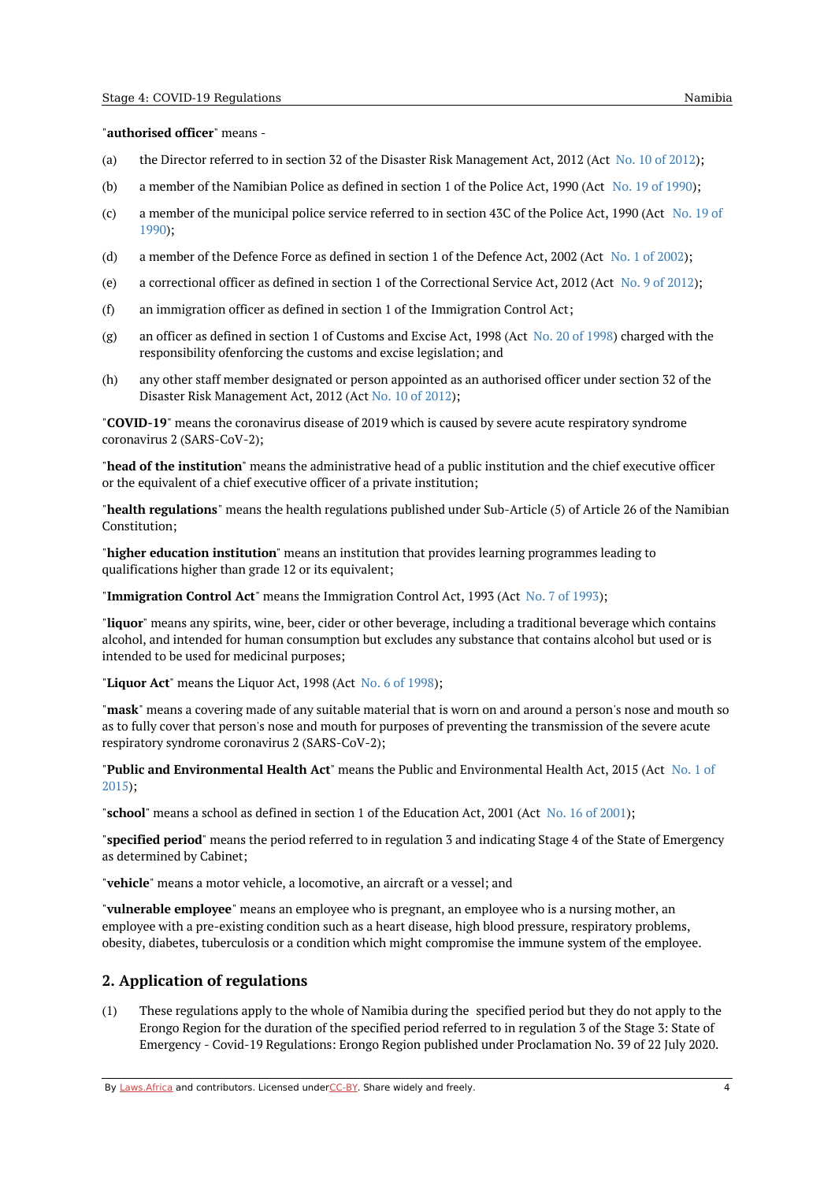"**authorised officer**" means -

(a) the Director referred to in section 32 of the Disaster Risk Management Act, 2012 (Act No. 10 of 2012);

(b) a member of the Namibian Police as defined in section 1 of the Police Act, 1990 (Act No. 19 of 1990);

(c) a member of the municipal police service referred to in section 43C of the Police Act, 1990 (Act No. 19 of 1990);

(d) a member of the Defence Force as defined in section 1 of the Defence Act, 2002 (Act No. 1 of 2002);

(e) a correctional officer as defined in section 1 of the Correctional Service Act, 2012 (Act No. 9 of 2012);

(f) an immigration officer as defined in section 1 of the Immigration Control Act;

(g) an officer as defined in section 1 of Customs and Excise Act, 1998 (Act No. 20 of 1998) charged with the responsibility ofenforcing the customs and excise legislation; and

(h) any other staff member designated or person appointed as an authorised officer under section 32 of the Disaster Risk Management Act, 2012 (Act No. 10 of 2012);

"**COVID-19**" means the coronavirus disease of 2019 which is caused by severe acute respiratory syndrome coronavirus 2 (SARS-CoV-2);

"**head of the institution**" means the administrative head of a public institution and the chief executive officer or the equivalent of a chief executive officer of a private institution;

"**health regulations**" means the health regulations published under Sub-Article (5) of Article 26 of the Namibian Constitution;

"**higher education institution**" means an institution that provides learning programmes leading to qualifications higher than grade 12 or its equivalent;

"**Immigration Control Act**" means the Immigration Control Act, 1993 (Act No. 7 of 1993);

"**liquor**" means any spirits, wine, beer, cider or other beverage, including a traditional beverage which contains alcohol, and intended for human consumption but excludes any substance that contains alcohol but used or is intended to be used for medicinal purposes;

"**Liquor Act**" means the Liquor Act, 1998 (Act No. 6 of 1998);

"**mask**" means a covering made of any suitable material that is worn on and around a person's nose and mouth so as to fully cover that person's nose and mouth for purposes of preventing the transmission of the severe acute respiratory syndrome coronavirus 2 (SARS-CoV-2);

"**Public and Environmental Health Act**" means the Public and Environmental Health Act, 2015 (Act No. 1 of 2015);

"**school**" means a school as defined in section 1 of the Education Act, 2001 (Act No. 16 of 2001);

"**specified period**" means the period referred to in regulation 3 and indicating Stage 4 of the State of Emergency as determined by Cabinet;

"**vehicle**" means a motor vehicle, a locomotive, an aircraft or a vessel; and

"**vulnerable employee**" means an employee who is pregnant, an employee who is a nursing mother, an employee with a pre-existing condition such as a heart disease, high blood pressure, respiratory problems, obesity, diabetes, tuberculosis or a condition which might compromise the immune system of the employee.

## 2. Application of regulations

(1) These regulations apply to the whole of Namibia during the specified period but they do not apply to the Erongo Region for the duration of the specified period referred to in regulation 3 of the Stage 3: State of Emergency - Covid-19 Regulations: Erongo Region published under Proclamation No. 39 of 22 July 2020.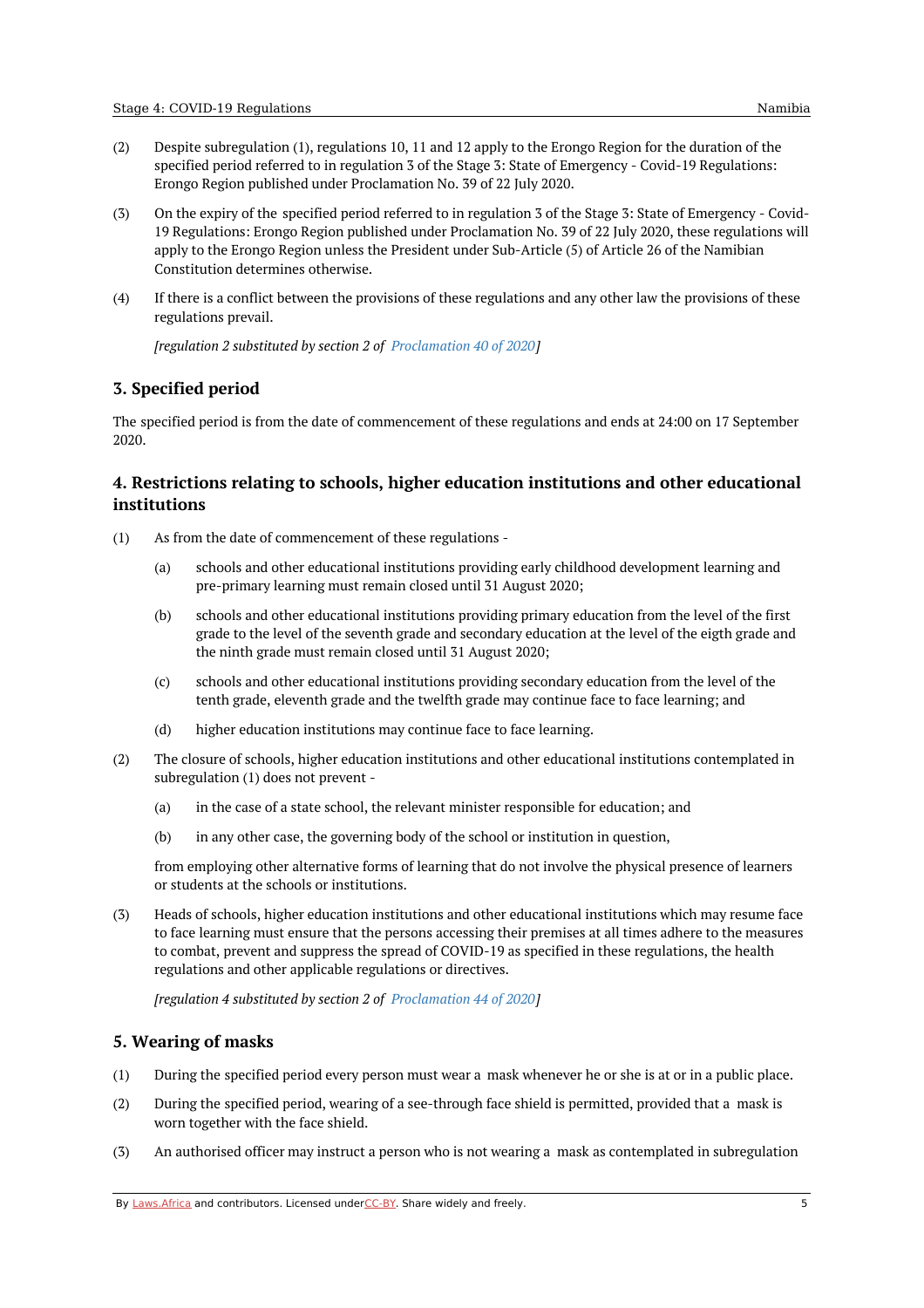(2) Despite subregulation (1), regulations 10, 11 and 12 apply to the Erongo Region for the duration of the specified period referred to in regulation 3 of the Stage 3: State of Emergency - Covid-19 Regulations: Erongo Region published under Proclamation No. 39 of 22 July 2020.

(3) On the expiry of the specified period referred to in regulation 3 of the Stage 3: State of Emergency - Covid-19 Regulations: Erongo Region published under Proclamation No. 39 of 22 July 2020, these regulations will apply to the Erongo Region unless the President under Sub-Article (5) of Article 26 of the Namibian Constitution determines otherwise.

(4) If there is a conflict between the provisions of these regulations and any other law the provisions of these regulations prevail.

*[regulation 2 substituted by section 2 of Proclamation 40 of 2020]*

## 3. Specified period

The specified period is from the date of commencement of these regulations and ends at 24:00 on 17 September 2020.

## 4. Restrictions relating to schools, higher education institutions and other educational institutions

(1) As from the date of commencement of these regulations -

(a) schools and other educational institutions providing early childhood development learning and pre-primary learning must remain closed until 31 August 2020;

(b) schools and other educational institutions providing primary education from the level of the first grade to the level of the seventh grade and secondary education at the level of the eigth grade and the ninth grade must remain closed until 31 August 2020;

(c) schools and other educational institutions providing secondary education from the level of the tenth grade, eleventh grade and the twelfth grade may continue face to face learning; and

(d) higher education institutions may continue face to face learning.

(2) The closure of schools, higher education institutions and other educational institutions contemplated in subregulation (1) does not prevent -

(a) in the case of a state school, the relevant minister responsible for education; and

(b) in any other case, the governing body of the school or institution in question,

from employing other alternative forms of learning that do not involve the physical presence of learners or students at the schools or institutions.

(3) Heads of schools, higher education institutions and other educational institutions which may resume face to face learning must ensure that the persons accessing their premises at all times adhere to the measures to combat, prevent and suppress the spread of COVID-19 as specified in these regulations, the health regulations and other applicable regulations or directives.

*[regulation 4 substituted by section 2 of Proclamation 44 of 2020]*

## 5. Wearing of masks

(1) During the specified period every person must wear a mask whenever he or she is at or in a public place.

(2) During the specified period, wearing of a see-through face shield is permitted, provided that a mask is worn together with the face shield.

(3) An authorised officer may instruct a person who is not wearing a mask as contemplated in subregulation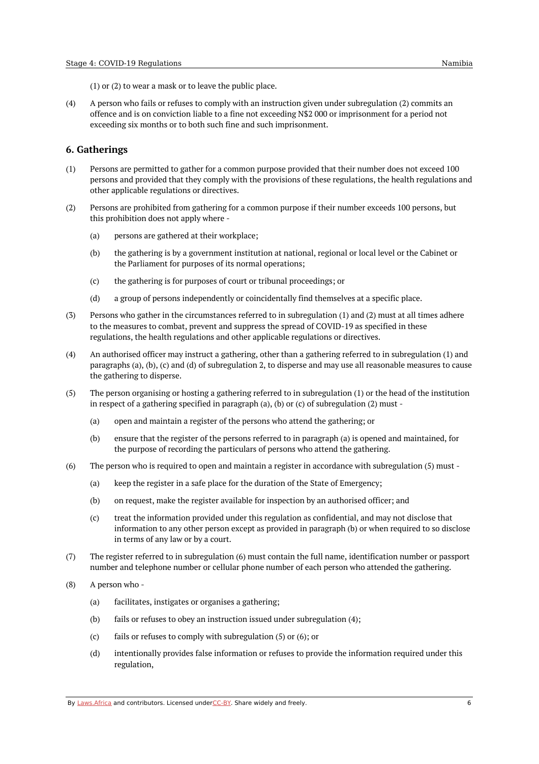(1) or (2) to wear a mask or to leave the public place.

(4) A person who fails or refuses to comply with an instruction given under subregulation (2) commits an offence and is on conviction liable to a fine not exceeding N$2 000 or imprisonment for a period not exceeding six months or to both such fine and such imprisonment.

## 6. Gatherings

(1) Persons are permitted to gather for a common purpose provided that their number does not exceed 100 persons and provided that they comply with the provisions of these regulations, the health regulations and other applicable regulations or directives.

(2) Persons are prohibited from gathering for a common purpose if their number exceeds 100 persons, but this prohibition does not apply where -

(a) persons are gathered at their workplace;

(b) the gathering is by a government institution at national, regional or local level or the Cabinet or the Parliament for purposes of its normal operations;

(c) the gathering is for purposes of court or tribunal proceedings; or

(d) a group of persons independently or coincidentally find themselves at a specific place.

(3) Persons who gather in the circumstances referred to in subregulation (1) and (2) must at all times adhere to the measures to combat, prevent and suppress the spread of COVID-19 as specified in these regulations, the health regulations and other applicable regulations or directives.

(4) An authorised officer may instruct a gathering, other than a gathering referred to in subregulation (1) and paragraphs (a), (b), (c) and (d) of subregulation 2, to disperse and may use all reasonable measures to cause the gathering to disperse.

(5) The person organising or hosting a gathering referred to in subregulation (1) or the head of the institution in respect of a gathering specified in paragraph (a), (b) or (c) of subregulation (2) must -

(a) open and maintain a register of the persons who attend the gathering; or

(b) ensure that the register of the persons referred to in paragraph (a) is opened and maintained, for the purpose of recording the particulars of persons who attend the gathering.

(6) The person who is required to open and maintain a register in accordance with subregulation (5) must -

(a) keep the register in a safe place for the duration of the State of Emergency;

(b) on request, make the register available for inspection by an authorised officer; and

(c) treat the information provided under this regulation as confidential, and may not disclose that information to any other person except as provided in paragraph (b) or when required to so disclose in terms of any law or by a court.

(7) The register referred to in subregulation (6) must contain the full name, identification number or passport number and telephone number or cellular phone number of each person who attended the gathering.

(8) A person who -

(a) facilitates, instigates or organises a gathering;

(b) fails or refuses to obey an instruction issued under subregulation (4);

(c) fails or refuses to comply with subregulation (5) or (6); or

(d) intentionally provides false information or refuses to provide the information required under this regulation,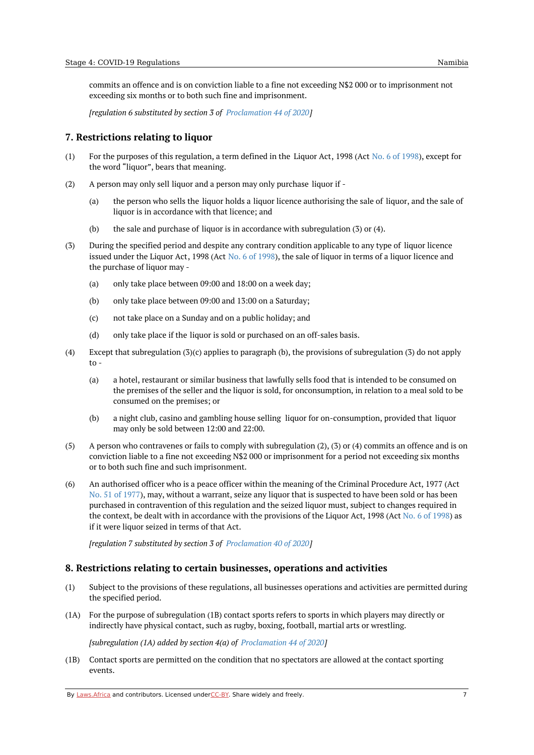commits an offence and is on conviction liable to a fine not exceeding N$2 000 or to imprisonment not exceeding six months or to both such fine and imprisonment.

*[regulation 6 substituted by section 3 of Proclamation 44 of 2020]*

## 7. Restrictions relating to liquor

(1) For the purposes of this regulation, a term defined in the Liquor Act, 1998 (Act No. 6 of 1998), except for the word "liquor", bears that meaning.

(2) A person may only sell liquor and a person may only purchase liquor if -

- (a) the person who sells the liquor holds a liquor licence authorising the sale of liquor, and the sale of liquor is in accordance with that licence; and
- (b) the sale and purchase of liquor is in accordance with subregulation (3) or (4).

(3) During the specified period and despite any contrary condition applicable to any type of liquor licence issued under the Liquor Act, 1998 (Act No. 6 of 1998), the sale of liquor in terms of a liquor licence and the purchase of liquor may -

- (a) only take place between 09:00 and 18:00 on a week day;
- (b) only take place between 09:00 and 13:00 on a Saturday;
- (c) not take place on a Sunday and on a public holiday; and
- (d) only take place if the liquor is sold or purchased on an off-sales basis.

(4) Except that subregulation (3)(c) applies to paragraph (b), the provisions of subregulation (3) do not apply to -

- (a) a hotel, restaurant or similar business that lawfully sells food that is intended to be consumed on the premises of the seller and the liquor is sold, for onconsumption, in relation to a meal sold to be consumed on the premises; or
- (b) a night club, casino and gambling house selling liquor for on-consumption, provided that liquor may only be sold between 12:00 and 22:00.

(5) A person who contravenes or fails to comply with subregulation (2), (3) or (4) commits an offence and is on conviction liable to a fine not exceeding N$2 000 or imprisonment for a period not exceeding six months or to both such fine and such imprisonment.

(6) An authorised officer who is a peace officer within the meaning of the Criminal Procedure Act, 1977 (Act No. 51 of 1977), may, without a warrant, seize any liquor that is suspected to have been sold or has been purchased in contravention of this regulation and the seized liquor must, subject to changes required in the context, be dealt with in accordance with the provisions of the Liquor Act, 1998 (Act No. 6 of 1998) as if it were liquor seized in terms of that Act.

*[regulation 7 substituted by section 3 of Proclamation 40 of 2020]*

## 8. Restrictions relating to certain businesses, operations and activities

(1) Subject to the provisions of these regulations, all businesses operations and activities are permitted during the specified period.

(1A) For the purpose of subregulation (1B) contact sports refers to sports in which players may directly or indirectly have physical contact, such as rugby, boxing, football, martial arts or wrestling.

*[subregulation (1A) added by section 4(a) of Proclamation 44 of 2020]*

(1B) Contact sports are permitted on the condition that no spectators are allowed at the contact sporting events.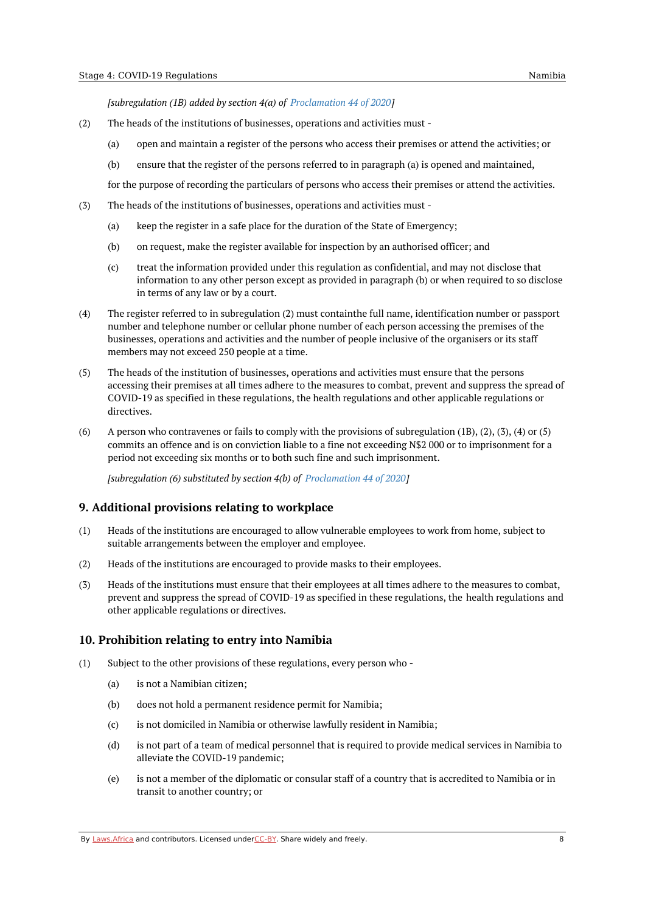*[subregulation (1B) added by section 4(a) of Proclamation 44 of 2020]*

(2) The heads of the institutions of businesses, operations and activities must -

(a) open and maintain a register of the persons who access their premises or attend the activities; or

(b) ensure that the register of the persons referred to in paragraph (a) is opened and maintained,

for the purpose of recording the particulars of persons who access their premises or attend the activities.

(3) The heads of the institutions of businesses, operations and activities must -

(a) keep the register in a safe place for the duration of the State of Emergency;

(b) on request, make the register available for inspection by an authorised officer; and

(c) treat the information provided under this regulation as confidential, and may not disclose that information to any other person except as provided in paragraph (b) or when required to so disclose in terms of any law or by a court.

(4) The register referred to in subregulation (2) must containthe full name, identification number or passport number and telephone number or cellular phone number of each person accessing the premises of the businesses, operations and activities and the number of people inclusive of the organisers or its staff members may not exceed 250 people at a time.

(5) The heads of the institution of businesses, operations and activities must ensure that the persons accessing their premises at all times adhere to the measures to combat, prevent and suppress the spread of COVID-19 as specified in these regulations, the health regulations and other applicable regulations or directives.

(6) A person who contravenes or fails to comply with the provisions of subregulation (1B), (2), (3), (4) or (5) commits an offence and is on conviction liable to a fine not exceeding N$2 000 or to imprisonment for a period not exceeding six months or to both such fine and such imprisonment.

*[subregulation (6) substituted by section 4(b) of Proclamation 44 of 2020]*

## 9. Additional provisions relating to workplace

(1) Heads of the institutions are encouraged to allow vulnerable employees to work from home, subject to suitable arrangements between the employer and employee.

(2) Heads of the institutions are encouraged to provide masks to their employees.

(3) Heads of the institutions must ensure that their employees at all times adhere to the measures to combat, prevent and suppress the spread of COVID-19 as specified in these regulations, the health regulations and other applicable regulations or directives.

## 10. Prohibition relating to entry into Namibia

(1) Subject to the other provisions of these regulations, every person who -

(a) is not a Namibian citizen;

(b) does not hold a permanent residence permit for Namibia;

(c) is not domiciled in Namibia or otherwise lawfully resident in Namibia;

(d) is not part of a team of medical personnel that is required to provide medical services in Namibia to alleviate the COVID-19 pandemic;

(e) is not a member of the diplomatic or consular staff of a country that is accredited to Namibia or in transit to another country; or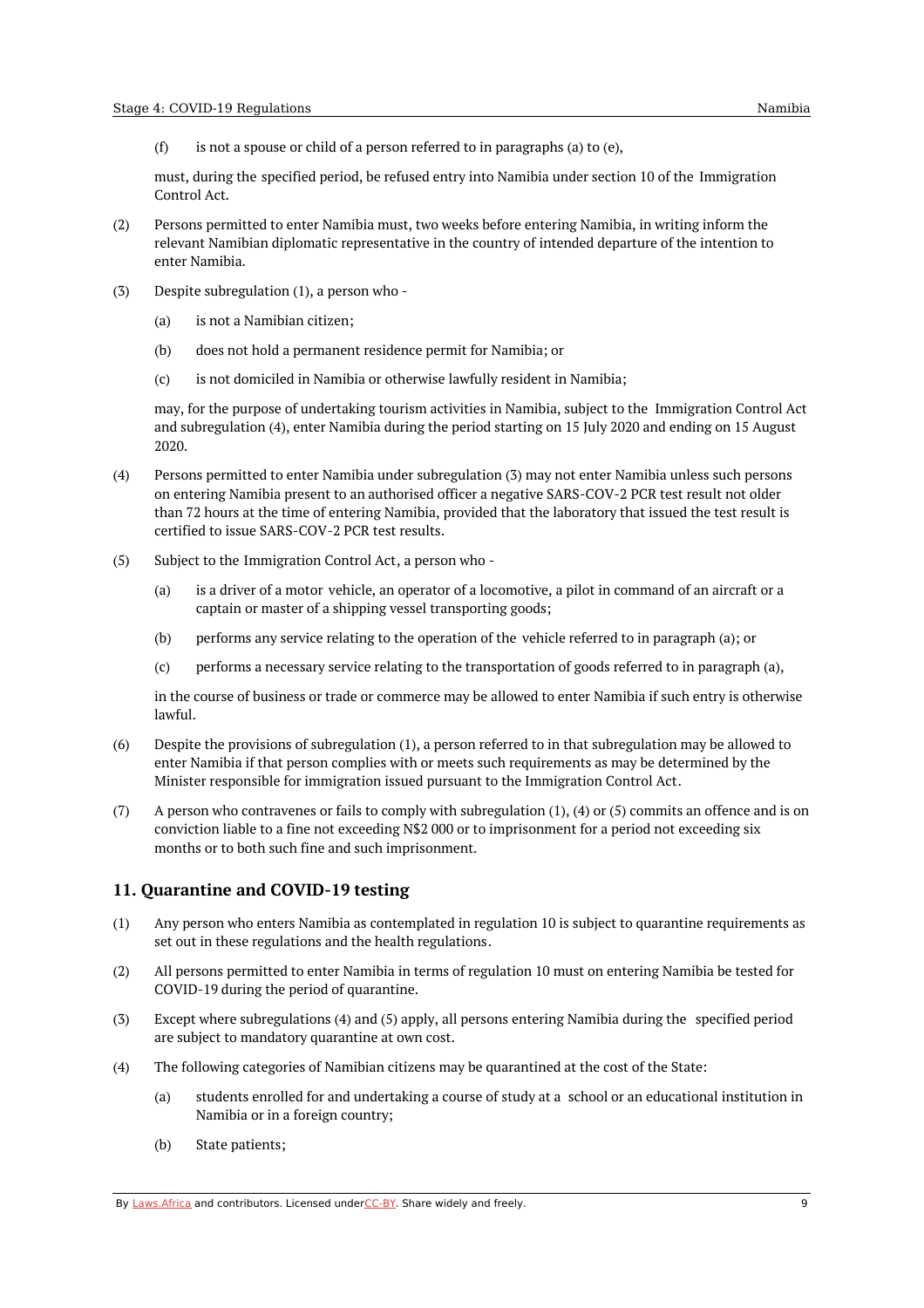(f) is not a spouse or child of a person referred to in paragraphs (a) to (e),

must, during the specified period, be refused entry into Namibia under section 10 of the Immigration Control Act.

(2) Persons permitted to enter Namibia must, two weeks before entering Namibia, in writing inform the relevant Namibian diplomatic representative in the country of intended departure of the intention to enter Namibia.

(3) Despite subregulation (1), a person who -

(a) is not a Namibian citizen;

(b) does not hold a permanent residence permit for Namibia; or

(c) is not domiciled in Namibia or otherwise lawfully resident in Namibia;

may, for the purpose of undertaking tourism activities in Namibia, subject to the Immigration Control Act and subregulation (4), enter Namibia during the period starting on 15 July 2020 and ending on 15 August 2020.

(4) Persons permitted to enter Namibia under subregulation (3) may not enter Namibia unless such persons on entering Namibia present to an authorised officer a negative SARS-COV-2 PCR test result not older than 72 hours at the time of entering Namibia, provided that the laboratory that issued the test result is certified to issue SARS-COV-2 PCR test results.

(5) Subject to the Immigration Control Act, a person who -

(a) is a driver of a motor vehicle, an operator of a locomotive, a pilot in command of an aircraft or a captain or master of a shipping vessel transporting goods;

(b) performs any service relating to the operation of the vehicle referred to in paragraph (a); or

(c) performs a necessary service relating to the transportation of goods referred to in paragraph (a),

in the course of business or trade or commerce may be allowed to enter Namibia if such entry is otherwise lawful.

(6) Despite the provisions of subregulation (1), a person referred to in that subregulation may be allowed to enter Namibia if that person complies with or meets such requirements as may be determined by the Minister responsible for immigration issued pursuant to the Immigration Control Act.

(7) A person who contravenes or fails to comply with subregulation (1), (4) or (5) commits an offence and is on conviction liable to a fine not exceeding N$2 000 or to imprisonment for a period not exceeding six months or to both such fine and such imprisonment.

## 11. Quarantine and COVID-19 testing

(1) Any person who enters Namibia as contemplated in regulation 10 is subject to quarantine requirements as set out in these regulations and the health regulations.

(2) All persons permitted to enter Namibia in terms of regulation 10 must on entering Namibia be tested for COVID-19 during the period of quarantine.

(3) Except where subregulations (4) and (5) apply, all persons entering Namibia during the specified period are subject to mandatory quarantine at own cost.

(4) The following categories of Namibian citizens may be quarantined at the cost of the State:

(a) students enrolled for and undertaking a course of study at a school or an educational institution in Namibia or in a foreign country;

(b) State patients;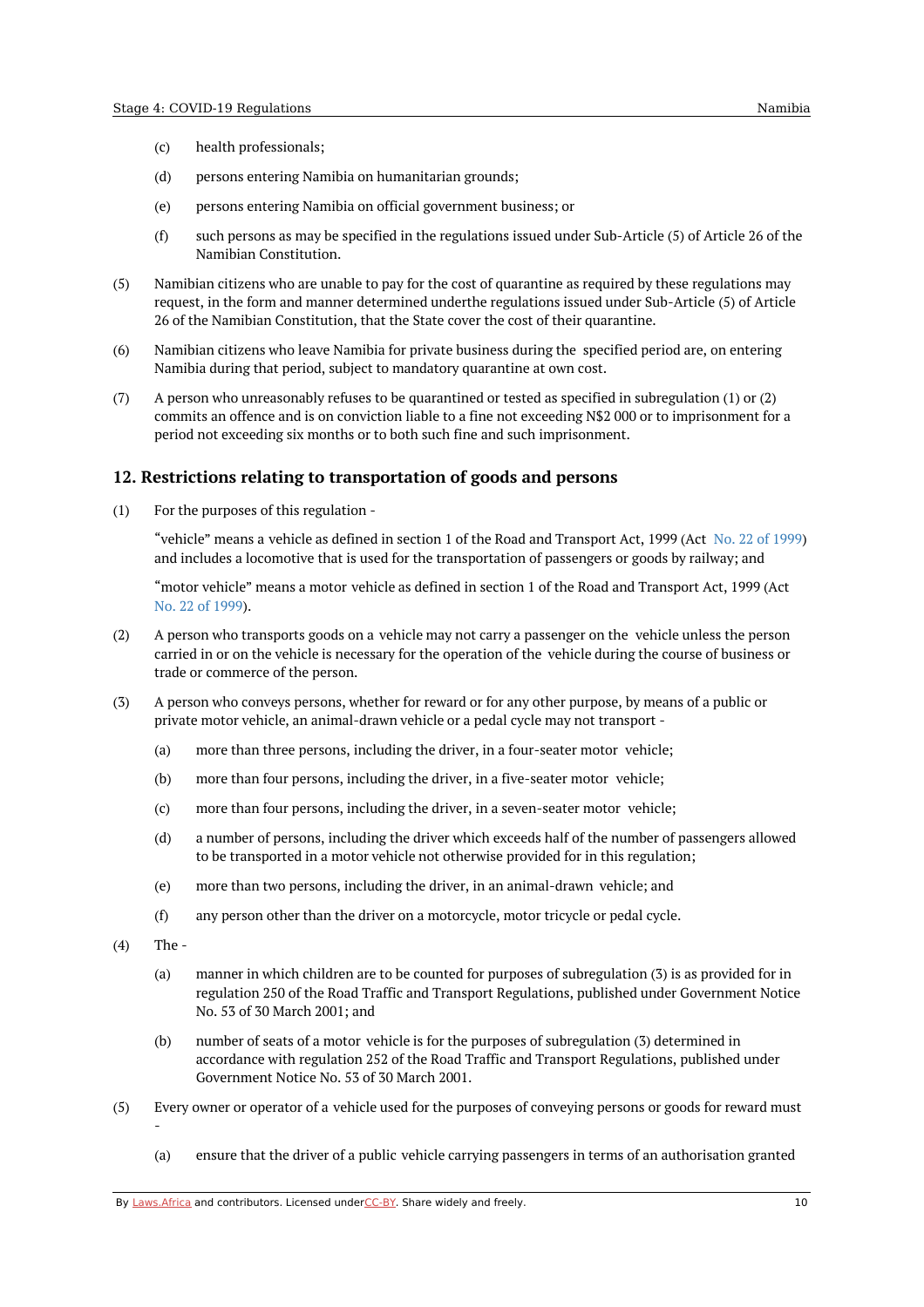(c) health professionals;

(d) persons entering Namibia on humanitarian grounds;

(e) persons entering Namibia on official government business; or

(f) such persons as may be specified in the regulations issued under Sub-Article (5) of Article 26 of the Namibian Constitution.

(5) Namibian citizens who are unable to pay for the cost of quarantine as required by these regulations may request, in the form and manner determined underthe regulations issued under Sub-Article (5) of Article 26 of the Namibian Constitution, that the State cover the cost of their quarantine.

(6) Namibian citizens who leave Namibia for private business during the specified period are, on entering Namibia during that period, subject to mandatory quarantine at own cost.

(7) A person who unreasonably refuses to be quarantined or tested as specified in subregulation (1) or (2) commits an offence and is on conviction liable to a fine not exceeding N$2 000 or to imprisonment for a period not exceeding six months or to both such fine and such imprisonment.

## 12. Restrictions relating to transportation of goods and persons

(1) For the purposes of this regulation -

"vehicle" means a vehicle as defined in section 1 of the Road and Transport Act, 1999 (Act No. 22 of 1999) and includes a locomotive that is used for the transportation of passengers or goods by railway; and

"motor vehicle" means a motor vehicle as defined in section 1 of the Road and Transport Act, 1999 (Act No. 22 of 1999).

(2) A person who transports goods on a vehicle may not carry a passenger on the vehicle unless the person carried in or on the vehicle is necessary for the operation of the vehicle during the course of business or trade or commerce of the person.

(3) A person who conveys persons, whether for reward or for any other purpose, by means of a public or private motor vehicle, an animal-drawn vehicle or a pedal cycle may not transport -

(a) more than three persons, including the driver, in a four-seater motor vehicle;

(b) more than four persons, including the driver, in a five-seater motor vehicle;

(c) more than four persons, including the driver, in a seven-seater motor vehicle;

(d) a number of persons, including the driver which exceeds half of the number of passengers allowed to be transported in a motor vehicle not otherwise provided for in this regulation;

(e) more than two persons, including the driver, in an animal-drawn vehicle; and

(f) any person other than the driver on a motorcycle, motor tricycle or pedal cycle.

(4) The -

(a) manner in which children are to be counted for purposes of subregulation (3) is as provided for in regulation 250 of the Road Traffic and Transport Regulations, published under Government Notice No. 53 of 30 March 2001; and

(b) number of seats of a motor vehicle is for the purposes of subregulation (3) determined in accordance with regulation 252 of the Road Traffic and Transport Regulations, published under Government Notice No. 53 of 30 March 2001.

(5) Every owner or operator of a vehicle used for the purposes of conveying persons or goods for reward must -

(a) ensure that the driver of a public vehicle carrying passengers in terms of an authorisation granted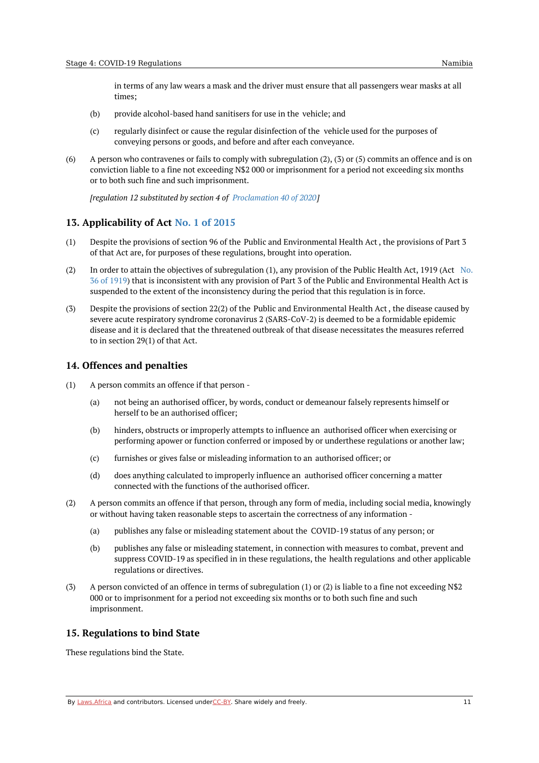in terms of any law wears a mask and the driver must ensure that all passengers wear masks at all times;

(b) provide alcohol-based hand sanitisers for use in the vehicle; and

(c) regularly disinfect or cause the regular disinfection of the vehicle used for the purposes of conveying persons or goods, and before and after each conveyance.

(6) A person who contravenes or fails to comply with subregulation (2), (3) or (5) commits an offence and is on conviction liable to a fine not exceeding N$2 000 or imprisonment for a period not exceeding six months or to both such fine and such imprisonment.

*[regulation 12 substituted by section 4 of Proclamation 40 of 2020]*

## 13. Applicability of Act No. 1 of 2015

(1) Despite the provisions of section 96 of the Public and Environmental Health Act , the provisions of Part 3 of that Act are, for purposes of these regulations, brought into operation.

(2) In order to attain the objectives of subregulation (1), any provision of the Public Health Act, 1919 (Act No. 36 of 1919) that is inconsistent with any provision of Part 3 of the Public and Environmental Health Act is suspended to the extent of the inconsistency during the period that this regulation is in force.

(3) Despite the provisions of section 22(2) of the Public and Environmental Health Act , the disease caused by severe acute respiratory syndrome coronavirus 2 (SARS-CoV-2) is deemed to be a formidable epidemic disease and it is declared that the threatened outbreak of that disease necessitates the measures referred to in section 29(1) of that Act.

## 14. Offences and penalties

(1) A person commits an offence if that person -

(a) not being an authorised officer, by words, conduct or demeanour falsely represents himself or herself to be an authorised officer;

(b) hinders, obstructs or improperly attempts to influence an authorised officer when exercising or performing apower or function conferred or imposed by or underthese regulations or another law;

(c) furnishes or gives false or misleading information to an authorised officer; or

(d) does anything calculated to improperly influence an authorised officer concerning a matter connected with the functions of the authorised officer.

(2) A person commits an offence if that person, through any form of media, including social media, knowingly or without having taken reasonable steps to ascertain the correctness of any information -

(a) publishes any false or misleading statement about the COVID-19 status of any person; or

(b) publishes any false or misleading statement, in connection with measures to combat, prevent and suppress COVID-19 as specified in in these regulations, the health regulations and other applicable regulations or directives.

(3) A person convicted of an offence in terms of subregulation (1) or (2) is liable to a fine not exceeding N$2 000 or to imprisonment for a period not exceeding six months or to both such fine and such imprisonment.

## 15. Regulations to bind State

These regulations bind the State.